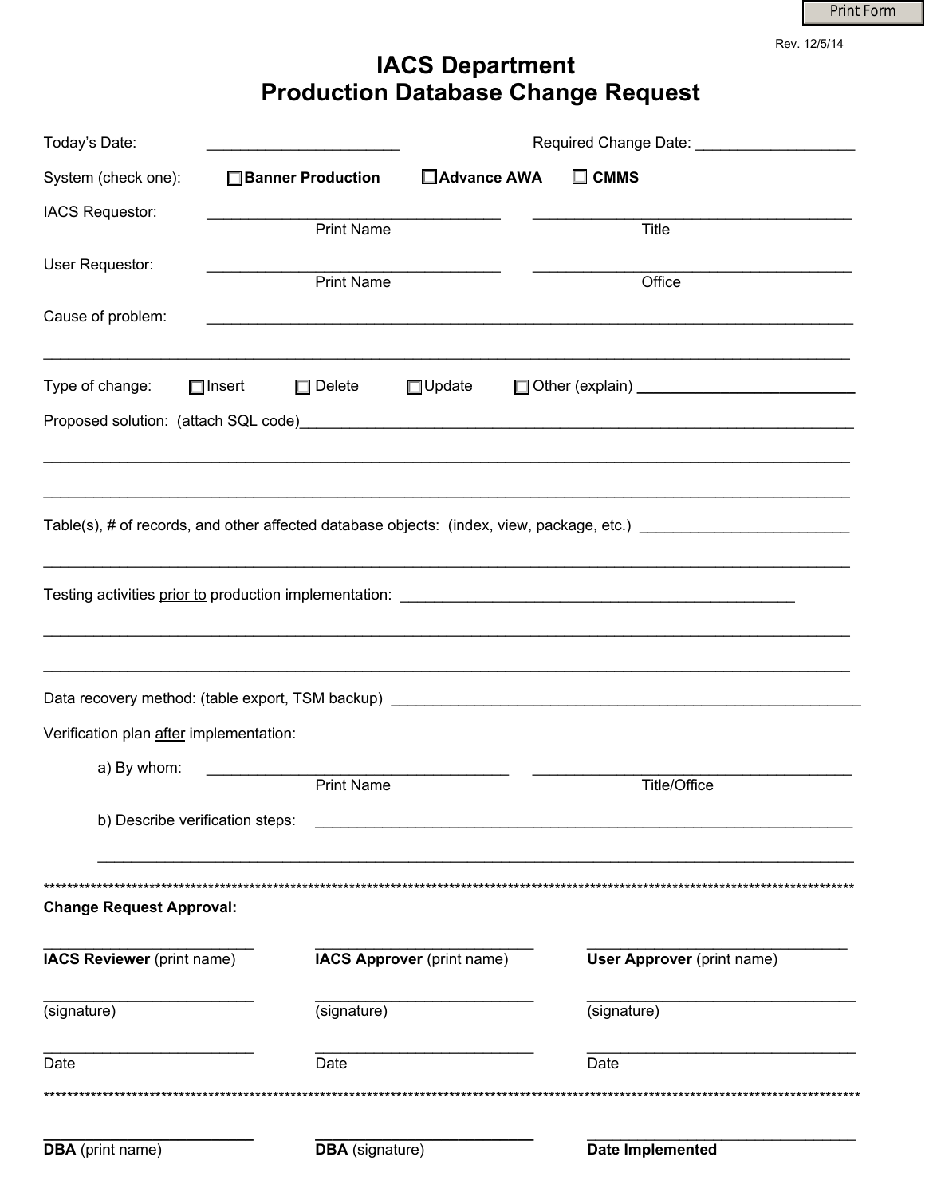Print Form

Rev. 12/5/14

# IACS Department
# Production Database Change Request

Today's Date: ______________________ Required Change Date: __________________

System (check one): ☐ **Banner Production** ☐ **Advance AWA** ☐ **CMMS**

IACS Requestor: __________________________________ ____________________________________
Print Name Title

User Requestor: __________________________________ ____________________________________
Print Name Office

Cause of problem: ___________________________________________________________________________

_____________________________________________________________________________________________

Type of change: ☐ Insert ☐ Delete ☐ Update ☐ Other (explain) _________________________

Proposed solution: (attach SQL code)__________________________________________________________

_____________________________________________________________________________________________

_____________________________________________________________________________________________

Table(s), # of records, and other affected database objects: (index, view, package, etc.) ________________________

_____________________________________________________________________________________________

Testing activities <u>prior to</u> production implementation: ____________________________________________

_____________________________________________________________________________________________

_____________________________________________________________________________________________

Data recovery method: (table export, TSM backup) _____________________________________________

Verification plan <u>after</u> implementation:

a) By whom: __________________________________ ____________________________________
Print Name Title/Office

b) Describe verification steps: ______________________________________________________________

_____________________________________________________________________________________________

*******************************************************************************************************************************

**Change Request Approval:**

| | | |
|---|---|---|
| ______________________ | ______________________ | ______________________ |
| **IACS Reviewer** (print name) | **IACS Approver** (print name) | **User Approver** (print name) |
| ______________________ | ______________________ | ______________________ |
| (signature) | (signature) | (signature) |
| ______________________ | ______________________ | ______________________ |
| Date | Date | Date |

*******************************************************************************************************************************

| | | |
|---|---|---|
| ______________________ | ______________________ | ______________________ |
| **DBA** (print name) | **DBA** (signature) | **Date Implemented** |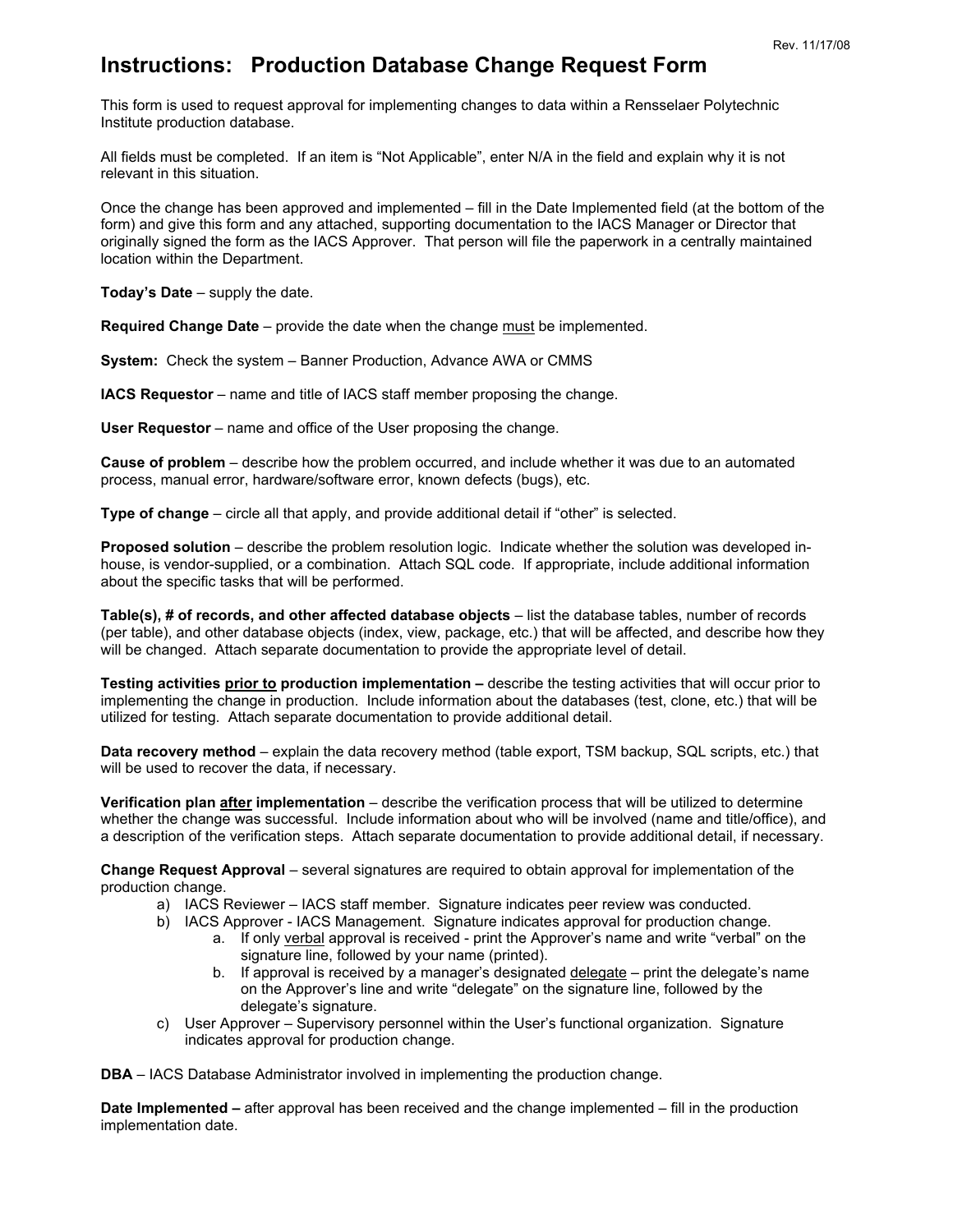Rev. 11/17/08

# Instructions: Production Database Change Request Form

This form is used to request approval for implementing changes to data within a Rensselaer Polytechnic Institute production database.

All fields must be completed. If an item is "Not Applicable", enter N/A in the field and explain why it is not relevant in this situation.

Once the change has been approved and implemented – fill in the Date Implemented field (at the bottom of the form) and give this form and any attached, supporting documentation to the IACS Manager or Director that originally signed the form as the IACS Approver. That person will file the paperwork in a centrally maintained location within the Department.

**Today's Date** – supply the date.

**Required Change Date** – provide the date when the change must be implemented.

**System:** Check the system – Banner Production, Advance AWA or CMMS

**IACS Requestor** – name and title of IACS staff member proposing the change.

**User Requestor** – name and office of the User proposing the change.

**Cause of problem** – describe how the problem occurred, and include whether it was due to an automated process, manual error, hardware/software error, known defects (bugs), etc.

**Type of change** – circle all that apply, and provide additional detail if "other" is selected.

**Proposed solution** – describe the problem resolution logic. Indicate whether the solution was developed in-house, is vendor-supplied, or a combination. Attach SQL code. If appropriate, include additional information about the specific tasks that will be performed.

**Table(s), # of records, and other affected database objects** – list the database tables, number of records (per table), and other database objects (index, view, package, etc.) that will be affected, and describe how they will be changed. Attach separate documentation to provide the appropriate level of detail.

**Testing activities prior to production implementation –** describe the testing activities that will occur prior to implementing the change in production. Include information about the databases (test, clone, etc.) that will be utilized for testing. Attach separate documentation to provide additional detail.

**Data recovery method** – explain the data recovery method (table export, TSM backup, SQL scripts, etc.) that will be used to recover the data, if necessary.

**Verification plan after implementation** – describe the verification process that will be utilized to determine whether the change was successful. Include information about who will be involved (name and title/office), and a description of the verification steps. Attach separate documentation to provide additional detail, if necessary.

**Change Request Approval** – several signatures are required to obtain approval for implementation of the production change.

a) IACS Reviewer – IACS staff member. Signature indicates peer review was conducted.
b) IACS Approver - IACS Management. Signature indicates approval for production change.
   a. If only verbal approval is received - print the Approver's name and write "verbal" on the signature line, followed by your name (printed).
   b. If approval is received by a manager's designated delegate – print the delegate's name on the Approver's line and write "delegate" on the signature line, followed by the delegate's signature.
c) User Approver – Supervisory personnel within the User's functional organization. Signature indicates approval for production change.

**DBA** – IACS Database Administrator involved in implementing the production change.

**Date Implemented –** after approval has been received and the change implemented – fill in the production implementation date.